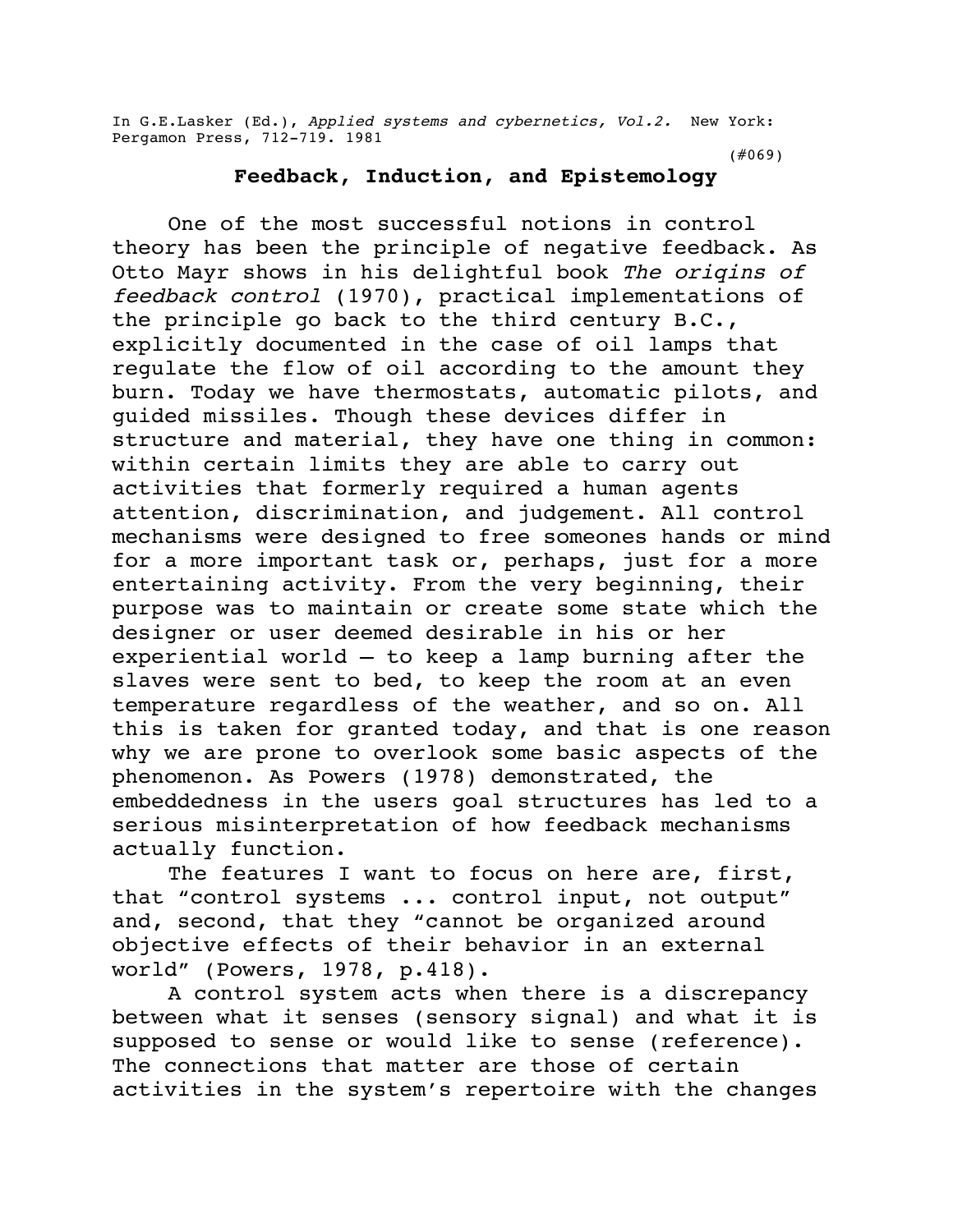In G.E.Lasker (Ed.), *Applied systems and cybernetics, Vol.2.* New York: Pergamon Press, 712-719. 1981

(#069)

# Feedback, Induction, and Epistemology

One of the most successful notions in control theory has been the principle of negative feedback. As Otto Mayr shows in his delightful book *The origins of feedback control* (1970), practical implementations of the principle go back to the third century B.C., explicitly documented in the case of oil lamps that regulate the flow of oil according to the amount they burn. Today we have thermostats, automatic pilots, and guided missiles. Though these devices differ in structure and material, they have one thing in common: within certain limits they are able to carry out activities that formerly required a human agents attention, discrimination, and judgement. All control mechanisms were designed to free someones hands or mind for a more important task or, perhaps, just for a more entertaining activity. From the very beginning, their purpose was to maintain or create some state which the designer or user deemed desirable in his or her experiential world – to keep a lamp burning after the slaves were sent to bed, to keep the room at an even temperature regardless of the weather, and so on. All this is taken for granted today, and that is one reason why we are prone to overlook some basic aspects of the phenomenon. As Powers (1978) demonstrated, the embeddedness in the users goal structures has led to a serious misinterpretation of how feedback mechanisms actually function.

The features I want to focus on here are, first, that "control systems ... control input, not output" and, second, that they "cannot be organized around objective effects of their behavior in an external world" (Powers, 1978, p.418).

A control system acts when there is a discrepancy between what it senses (sensory signal) and what it is supposed to sense or would like to sense (reference). The connections that matter are those of certain activities in the system's repertoire with the changes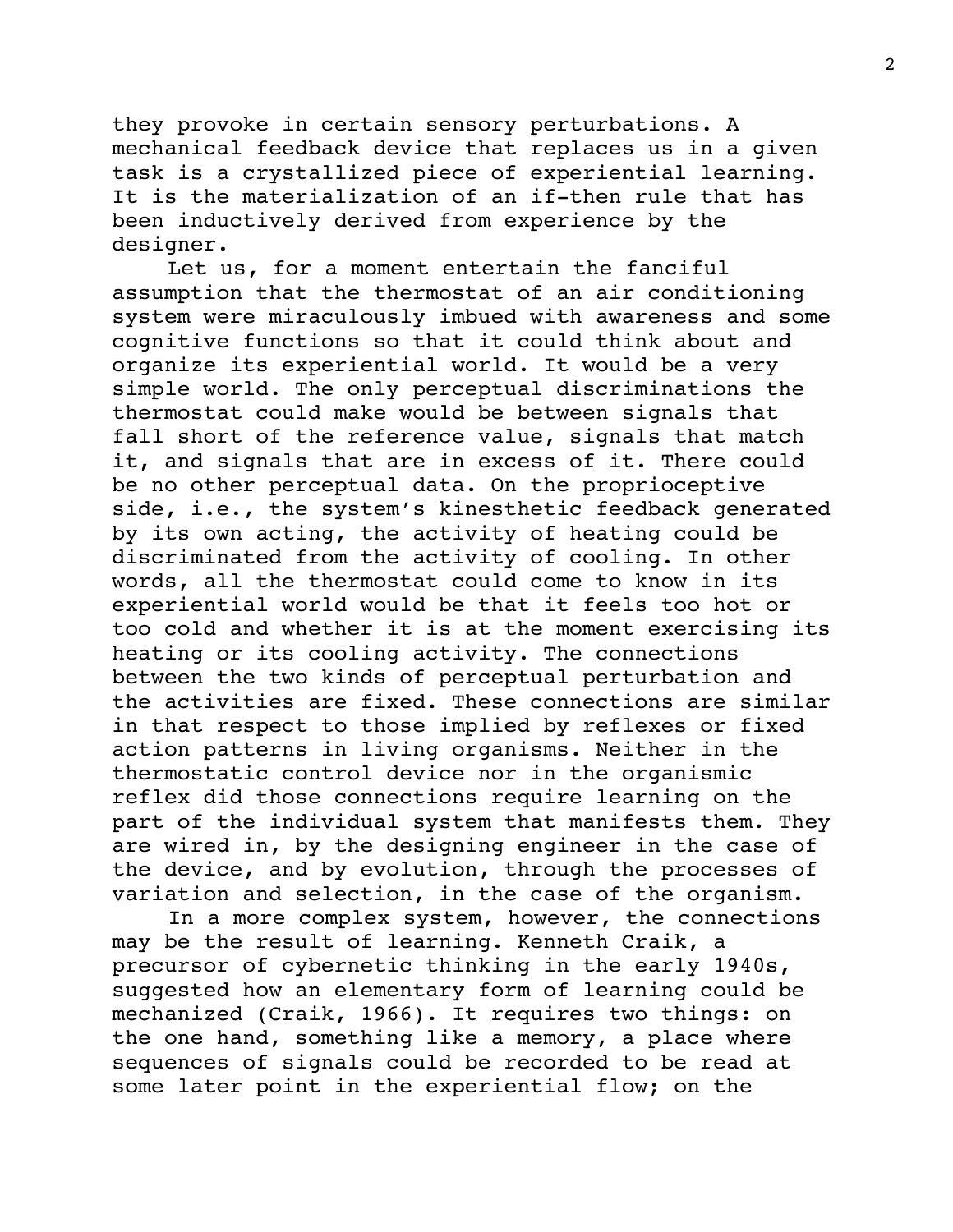they provoke in certain sensory perturbations. A mechanical feedback device that replaces us in a given task is a crystallized piece of experiential learning. It is the materialization of an if-then rule that has been inductively derived from experience by the designer.

Let us, for a moment entertain the fanciful assumption that the thermostat of an air conditioning system were miraculously imbued with awareness and some cognitive functions so that it could think about and organize its experiential world. It would be a very simple world. The only perceptual discriminations the thermostat could make would be between signals that fall short of the reference value, signals that match it, and signals that are in excess of it. There could be no other perceptual data. On the proprioceptive side, i.e., the system's kinesthetic feedback generated by its own acting, the activity of heating could be discriminated from the activity of cooling. In other words, all the thermostat could come to know in its experiential world would be that it feels too hot or too cold and whether it is at the moment exercising its heating or its cooling activity. The connections between the two kinds of perceptual perturbation and the activities are fixed. These connections are similar in that respect to those implied by reflexes or fixed action patterns in living organisms. Neither in the thermostatic control device nor in the organismic reflex did those connections require learning on the part of the individual system that manifests them. They are wired in, by the designing engineer in the case of the device, and by evolution, through the processes of variation and selection, in the case of the organism.

In a more complex system, however, the connections may be the result of learning. Kenneth Craik, a precursor of cybernetic thinking in the early 1940s, suggested how an elementary form of learning could be mechanized (Craik, 1966). It requires two things: on the one hand, something like a memory, a place where sequences of signals could be recorded to be read at some later point in the experiential flow; on the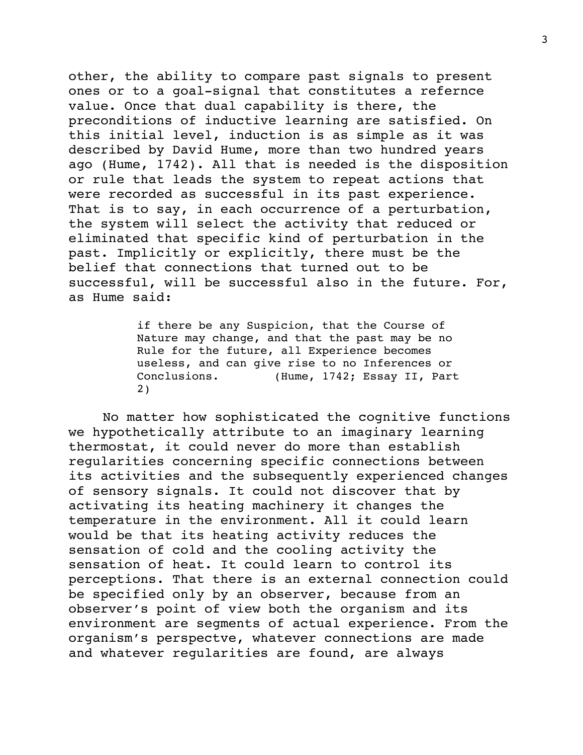other, the ability to compare past signals to present ones or to a goal-signal that constitutes a refernce value. Once that dual capability is there, the preconditions of inductive learning are satisfied. On this initial level, induction is as simple as it was described by David Hume, more than two hundred years ago (Hume, 1742). All that is needed is the disposition or rule that leads the system to repeat actions that were recorded as successful in its past experience. That is to say, in each occurrence of a perturbation, the system will select the activity that reduced or eliminated that specific kind of perturbation in the past. Implicitly or explicitly, there must be the belief that connections that turned out to be successful, will be successful also in the future. For, as Hume said:

> if there be any Suspicion, that the Course of Nature may change, and that the past may be no Rule for the future, all Experience becomes useless, and can give rise to no Inferences or Conclusions. (Hume, 1742; Essay II, Part 2)

No matter how sophisticated the cognitive functions we hypothetically attribute to an imaginary learning thermostat, it could never do more than establish regularities concerning specific connections between its activities and the subsequently experienced changes of sensory signals. It could not discover that by activating its heating machinery it changes the temperature in the environment. All it could learn would be that its heating activity reduces the sensation of cold and the cooling activity the sensation of heat. It could learn to control its perceptions. That there is an external connection could be specified only by an observer, because from an observer's point of view both the organism and its environment are segments of actual experience. From the organism's perspectve, whatever connections are made and whatever regularities are found, are always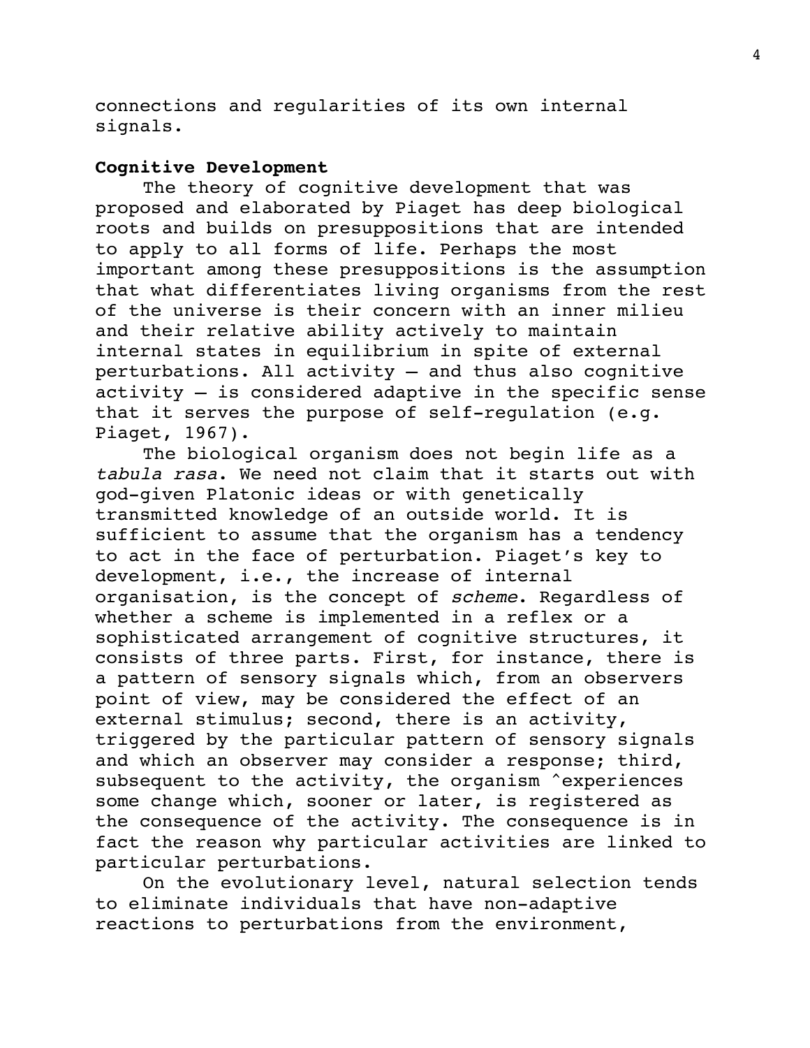connections and regularities of its own internal signals.

**Cognitive Development**

The theory of cognitive development that was proposed and elaborated by Piaget has deep biological roots and builds on presuppositions that are intended to apply to all forms of life. Perhaps the most important among these presuppositions is the assumption that what differentiates living organisms from the rest of the universe is their concern with an inner milieu and their relative ability actively to maintain internal states in equilibrium in spite of external perturbations. All activity – and thus also cognitive activity – is considered adaptive in the specific sense that it serves the purpose of self-regulation (e.g. Piaget, 1967).

The biological organism does not begin life as a *tabula rasa*. We need not claim that it starts out with god-given Platonic ideas or with genetically transmitted knowledge of an outside world. It is sufficient to assume that the organism has a tendency to act in the face of perturbation. Piaget's key to development, i.e., the increase of internal organisation, is the concept of *scheme*. Regardless of whether a scheme is implemented in a reflex or a sophisticated arrangement of cognitive structures, it consists of three parts. First, for instance, there is a pattern of sensory signals which, from an observers point of view, may be considered the effect of an external stimulus; second, there is an activity, triggered by the particular pattern of sensory signals and which an observer may consider a response; third, subsequent to the activity, the organism ^experiences some change which, sooner or later, is registered as the consequence of the activity. The consequence is in fact the reason why particular activities are linked to particular perturbations.

On the evolutionary level, natural selection tends to eliminate individuals that have non-adaptive reactions to perturbations from the environment,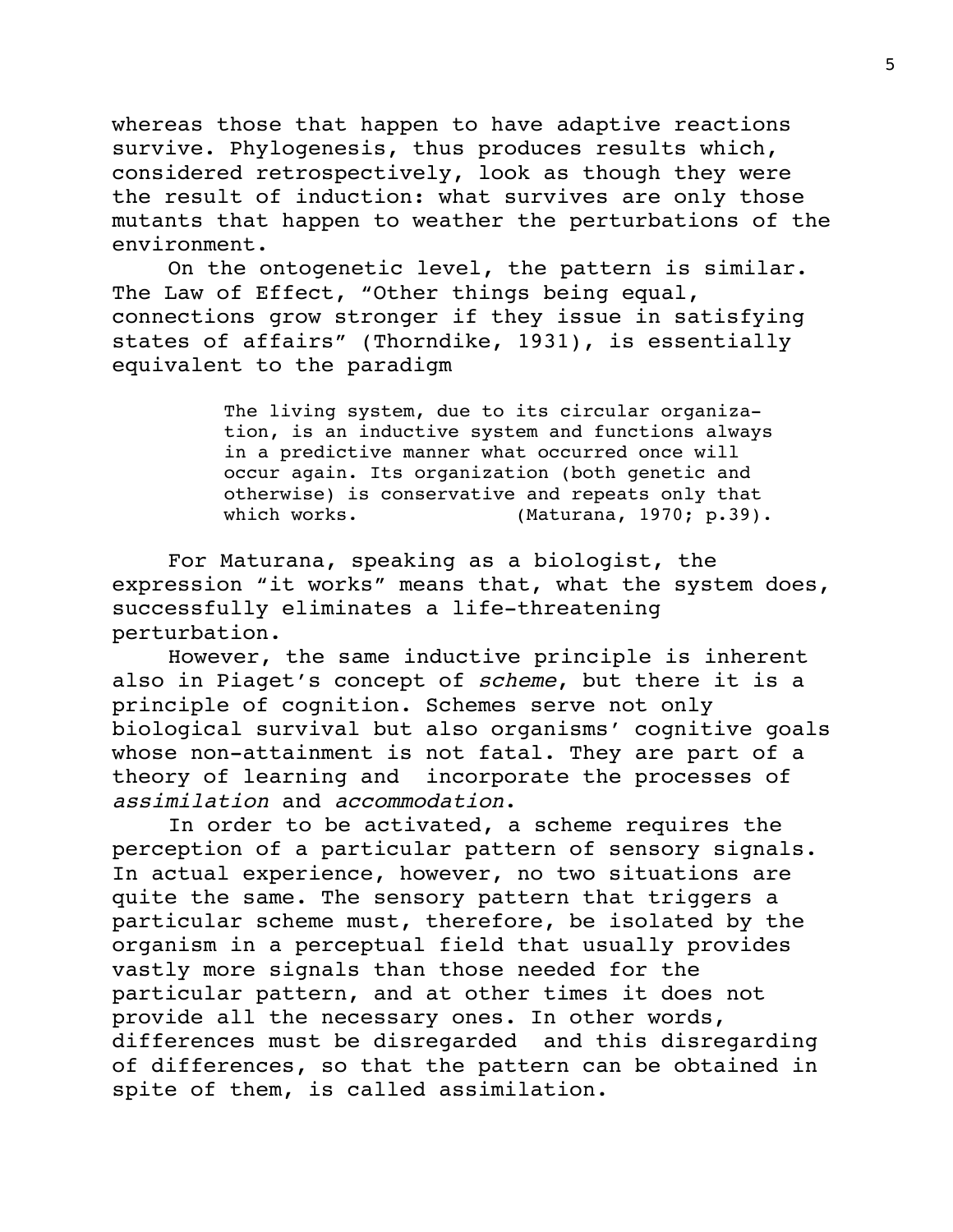whereas those that happen to have adaptive reactions survive. Phylogenesis, thus produces results which, considered retrospectively, look as though they were the result of induction: what survives are only those mutants that happen to weather the perturbations of the environment.

On the ontogenetic level, the pattern is similar. The Law of Effect, "Other things being equal, connections grow stronger if they issue in satisfying states of affairs" (Thorndike, 1931), is essentially equivalent to the paradigm

> The living system, due to its circular organization, is an inductive system and functions always in a predictive manner what occurred once will occur again. Its organization (both genetic and otherwise) is conservative and repeats only that which works. (Maturana, 1970; p.39).

For Maturana, speaking as a biologist, the expression "it works" means that, what the system does, successfully eliminates a life-threatening perturbation.

However, the same inductive principle is inherent also in Piaget's concept of *scheme*, but there it is a principle of cognition. Schemes serve not only biological survival but also organisms' cognitive goals whose non-attainment is not fatal. They are part of a theory of learning and incorporate the processes of *assimilation* and *accommodation*.

In order to be activated, a scheme requires the perception of a particular pattern of sensory signals. In actual experience, however, no two situations are quite the same. The sensory pattern that triggers a particular scheme must, therefore, be isolated by the organism in a perceptual field that usually provides vastly more signals than those needed for the particular pattern, and at other times it does not provide all the necessary ones. In other words, differences must be disregarded and this disregarding of differences, so that the pattern can be obtained in spite of them, is called assimilation.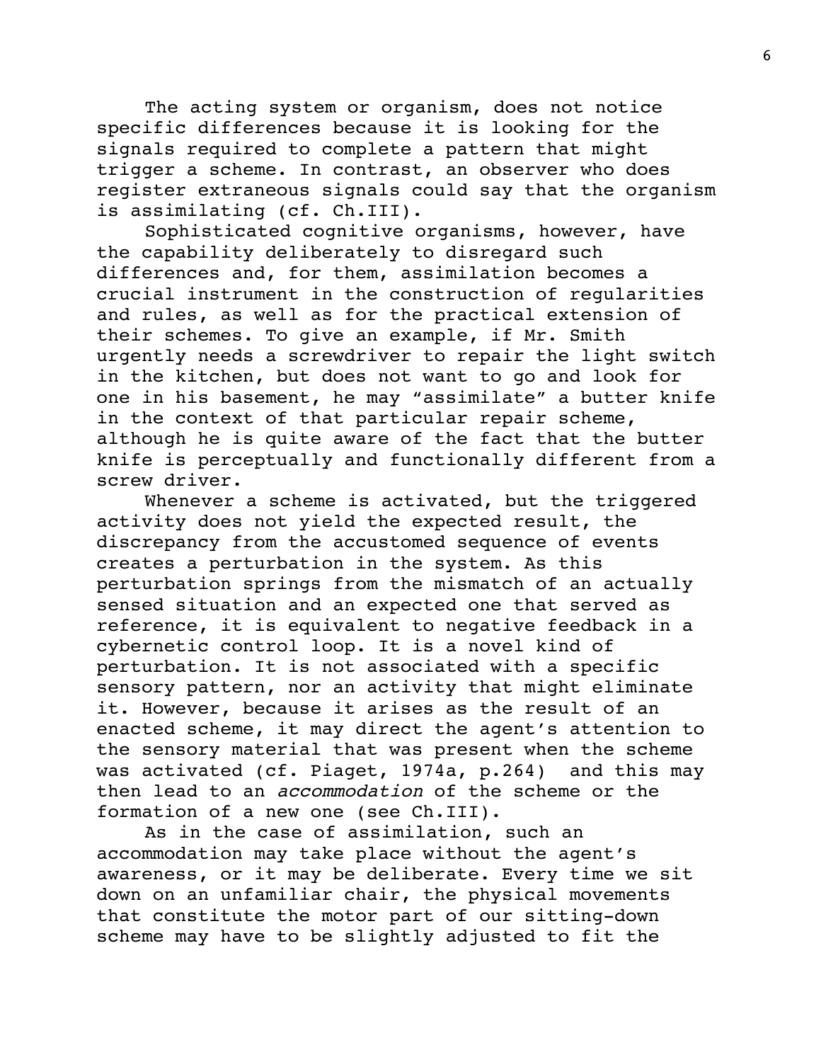The acting system or organism, does not notice specific differences because it is looking for the signals required to complete a pattern that might trigger a scheme. In contrast, an observer who does register extraneous signals could say that the organism is assimilating (cf. Ch.III).

Sophisticated cognitive organisms, however, have the capability deliberately to disregard such differences and, for them, assimilation becomes a crucial instrument in the construction of regularities and rules, as well as for the practical extension of their schemes. To give an example, if Mr. Smith urgently needs a screwdriver to repair the light switch in the kitchen, but does not want to go and look for one in his basement, he may "assimilate" a butter knife in the context of that particular repair scheme, although he is quite aware of the fact that the butter knife is perceptually and functionally different from a screw driver.

Whenever a scheme is activated, but the triggered activity does not yield the expected result, the discrepancy from the accustomed sequence of events creates a perturbation in the system. As this perturbation springs from the mismatch of an actually sensed situation and an expected one that served as reference, it is equivalent to negative feedback in a cybernetic control loop. It is a novel kind of perturbation. It is not associated with a specific sensory pattern, nor an activity that might eliminate it. However, because it arises as the result of an enacted scheme, it may direct the agent's attention to the sensory material that was present when the scheme was activated (cf. Piaget, 1974a, p.264) and this may then lead to an *accommodation* of the scheme or the formation of a new one (see Ch.III).

As in the case of assimilation, such an accommodation may take place without the agent's awareness, or it may be deliberate. Every time we sit down on an unfamiliar chair, the physical movements that constitute the motor part of our sitting-down scheme may have to be slightly adjusted to fit the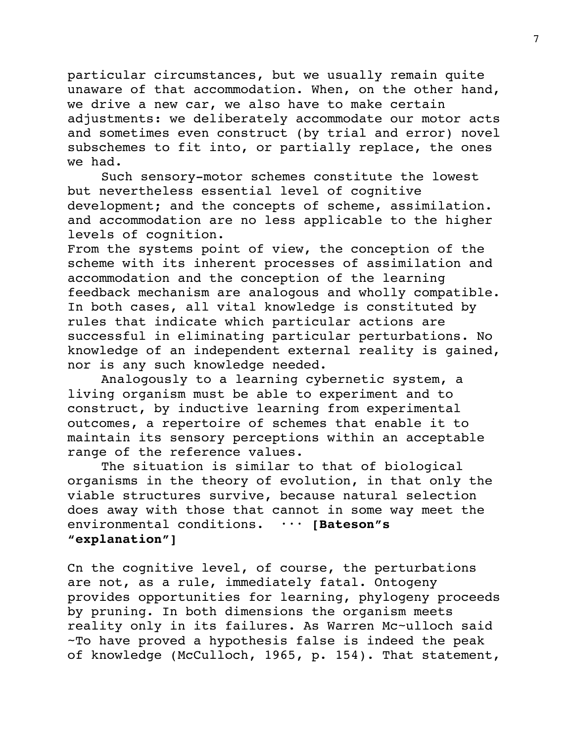particular circumstances, but we usually remain quite unaware of that accommodation. When, on the other hand, we drive a new car, we also have to make certain adjustments: we deliberately accommodate our motor acts and sometimes even construct (by trial and error) novel subschemes to fit into, or partially replace, the ones we had.

Such sensory-motor schemes constitute the lowest but nevertheless essential level of cognitive development; and the concepts of scheme, assimilation. and accommodation are no less applicable to the higher levels of cognition.

From the systems point of view, the conception of the scheme with its inherent processes of assimilation and accommodation and the conception of the learning feedback mechanism are analogous and wholly compatible. In both cases, all vital knowledge is constituted by rules that indicate which particular actions are successful in eliminating particular perturbations. No knowledge of an independent external reality is gained, nor is any such knowledge needed.

Analogously to a learning cybernetic system, a living organism must be able to experiment and to construct, by inductive learning from experimental outcomes, a repertoire of schemes that enable it to maintain its sensory perceptions within an acceptable range of the reference values.

The situation is similar to that of biological organisms in the theory of evolution, in that only the viable structures survive, because natural selection does away with those that cannot in some way meet the environmental conditions. ··· **[Bateson"s "explanation"]**

Cn the cognitive level, of course, the perturbations are not, as a rule, immediately fatal. Ontogeny provides opportunities for learning, phylogeny proceeds by pruning. In both dimensions the organism meets reality only in its failures. As Warren Mc~ulloch said ~To have proved a hypothesis false is indeed the peak of knowledge (McCulloch, 1965, p. 154). That statement,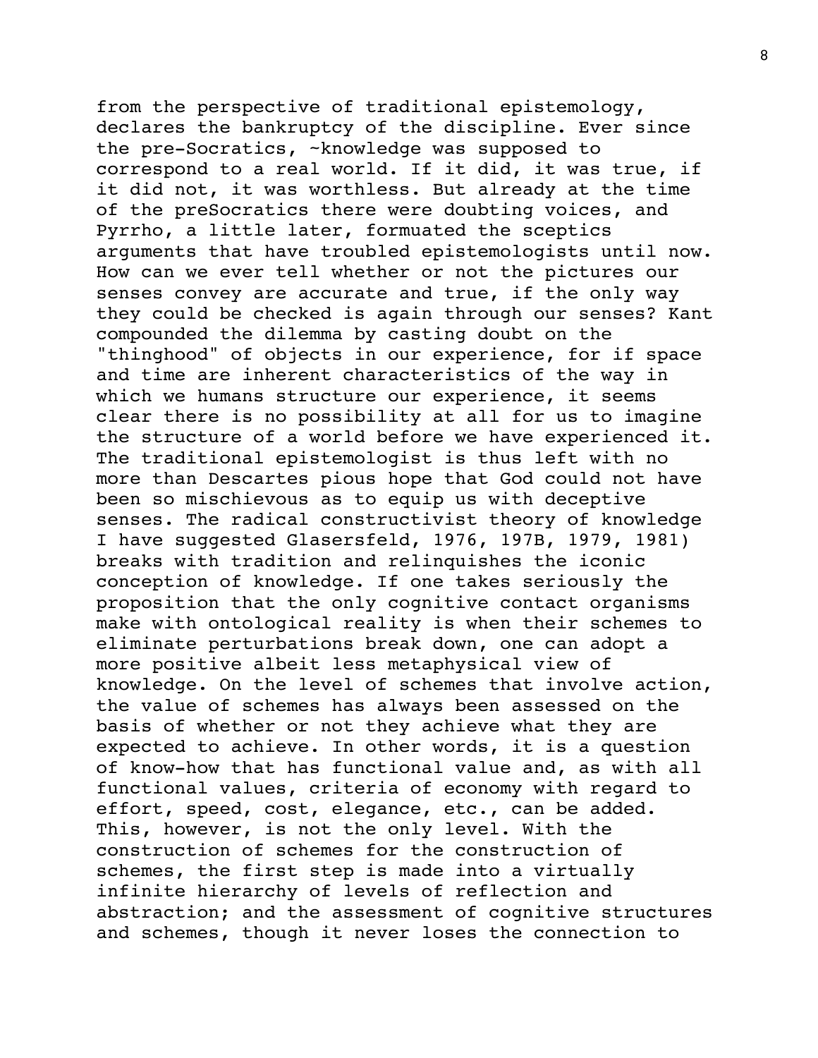from the perspective of traditional epistemology, declares the bankruptcy of the discipline. Ever since the pre-Socratics, ~knowledge was supposed to correspond to a real world. If it did, it was true, if it did not, it was worthless. But already at the time of the preSocratics there were doubting voices, and Pyrrho, a little later, formuated the sceptics arguments that have troubled epistemologists until now. How can we ever tell whether or not the pictures our senses convey are accurate and true, if the only way they could be checked is again through our senses? Kant compounded the dilemma by casting doubt on the "thinghood" of objects in our experience, for if space and time are inherent characteristics of the way in which we humans structure our experience, it seems clear there is no possibility at all for us to imagine the structure of a world before we have experienced it. The traditional epistemologist is thus left with no more than Descartes pious hope that God could not have been so mischievous as to equip us with deceptive senses. The radical constructivist theory of knowledge I have suggested Glasersfeld, 1976, 197B, 1979, 1981) breaks with tradition and relinquishes the iconic conception of knowledge. If one takes seriously the proposition that the only cognitive contact organisms make with ontological reality is when their schemes to eliminate perturbations break down, one can adopt a more positive albeit less metaphysical view of knowledge. On the level of schemes that involve action, the value of schemes has always been assessed on the basis of whether or not they achieve what they are expected to achieve. In other words, it is a question of know-how that has functional value and, as with all functional values, criteria of economy with regard to effort, speed, cost, elegance, etc., can be added. This, however, is not the only level. With the construction of schemes for the construction of schemes, the first step is made into a virtually infinite hierarchy of levels of reflection and abstraction; and the assessment of cognitive structures and schemes, though it never loses the connection to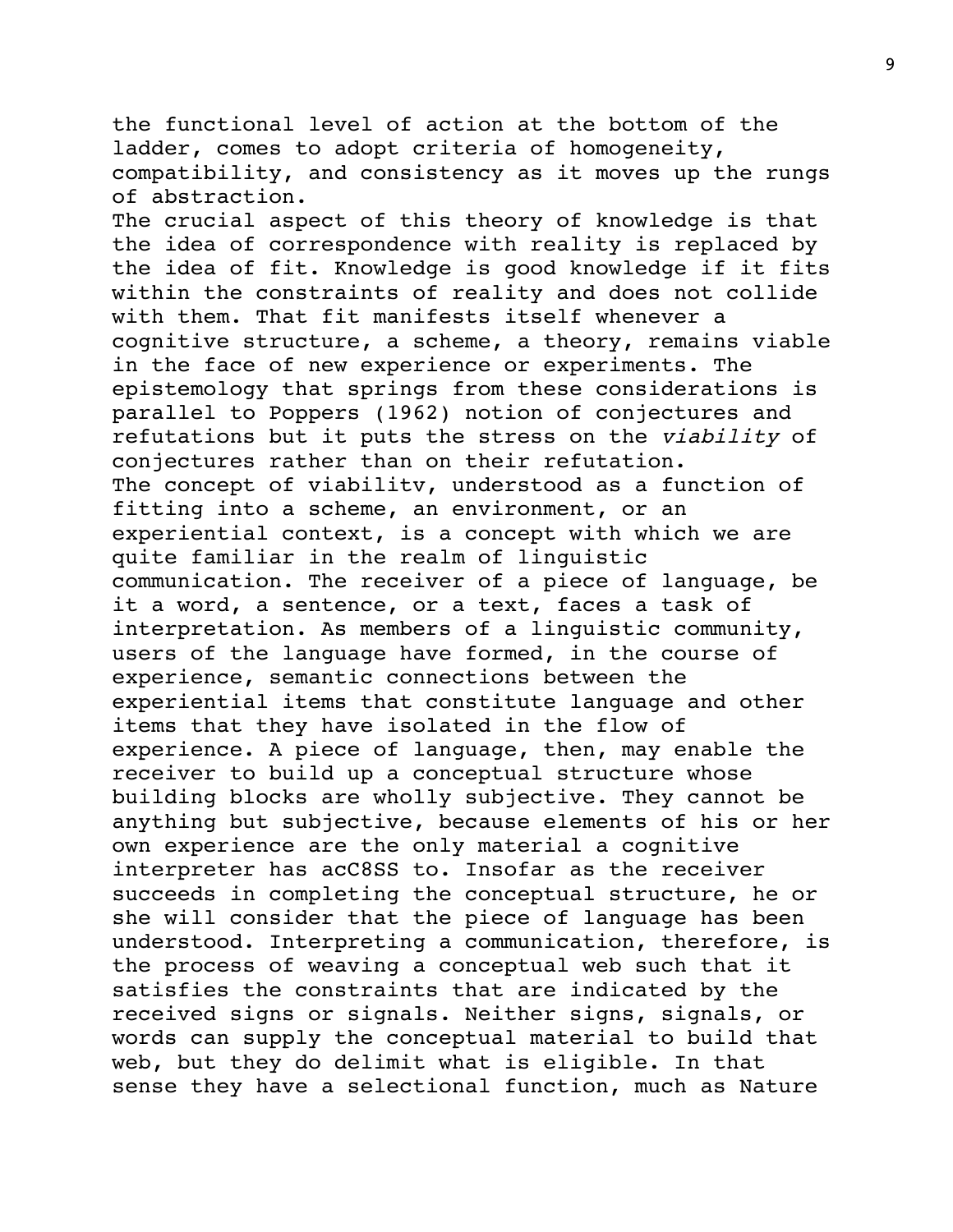the functional level of action at the bottom of the ladder, comes to adopt criteria of homogeneity, compatibility, and consistency as it moves up the rungs of abstraction.

The crucial aspect of this theory of knowledge is that the idea of correspondence with reality is replaced by the idea of fit. Knowledge is good knowledge if it fits within the constraints of reality and does not collide with them. That fit manifests itself whenever a cognitive structure, a scheme, a theory, remains viable in the face of new experience or experiments. The epistemology that springs from these considerations is parallel to Poppers (1962) notion of conjectures and refutations but it puts the stress on the *viability* of conjectures rather than on their refutation.

The concept of viabilitv, understood as a function of fitting into a scheme, an environment, or an experiential context, is a concept with which we are quite familiar in the realm of linguistic communication. The receiver of a piece of language, be it a word, a sentence, or a text, faces a task of interpretation. As members of a linguistic community, users of the language have formed, in the course of experience, semantic connections between the experiential items that constitute language and other items that they have isolated in the flow of experience. A piece of language, then, may enable the receiver to build up a conceptual structure whose building blocks are wholly subjective. They cannot be anything but subjective, because elements of his or her own experience are the only material a cognitive interpreter has acC8SS to. Insofar as the receiver succeeds in completing the conceptual structure, he or she will consider that the piece of language has been understood. Interpreting a communication, therefore, is the process of weaving a conceptual web such that it satisfies the constraints that are indicated by the received signs or signals. Neither signs, signals, or words can supply the conceptual material to build that web, but they do delimit what is eligible. In that sense they have a selectional function, much as Nature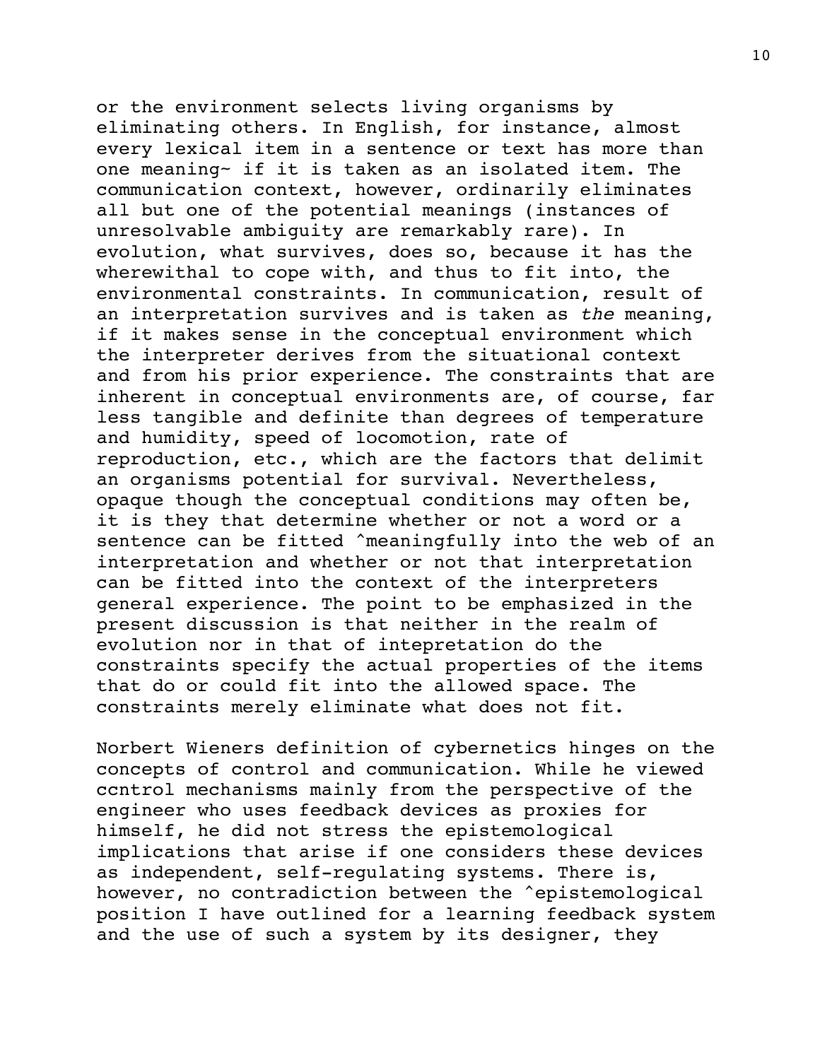or the environment selects living organisms by eliminating others. In English, for instance, almost every lexical item in a sentence or text has more than one meaning~ if it is taken as an isolated item. The communication context, however, ordinarily eliminates all but one of the potential meanings (instances of unresolvable ambiguity are remarkably rare). In evolution, what survives, does so, because it has the wherewithal to cope with, and thus to fit into, the environmental constraints. In communication, result of an interpretation survives and is taken as *the* meaning, if it makes sense in the conceptual environment which the interpreter derives from the situational context and from his prior experience. The constraints that are inherent in conceptual environments are, of course, far less tangible and definite than degrees of temperature and humidity, speed of locomotion, rate of reproduction, etc., which are the factors that delimit an organisms potential for survival. Nevertheless, opaque though the conceptual conditions may often be, it is they that determine whether or not a word or a sentence can be fitted ˆmeaningfully into the web of an interpretation and whether or not that interpretation can be fitted into the context of the interpreters general experience. The point to be emphasized in the present discussion is that neither in the realm of evolution nor in that of intepretation do the constraints specify the actual properties of the items that do or could fit into the allowed space. The constraints merely eliminate what does not fit.

Norbert Wieners definition of cybernetics hinges on the concepts of control and communication. While he viewed ccntrol mechanisms mainly from the perspective of the engineer who uses feedback devices as proxies for himself, he did not stress the epistemological implications that arise if one considers these devices as independent, self-regulating systems. There is, however, no contradiction between the ˆepistemological position I have outlined for a learning feedback system and the use of such a system by its designer, they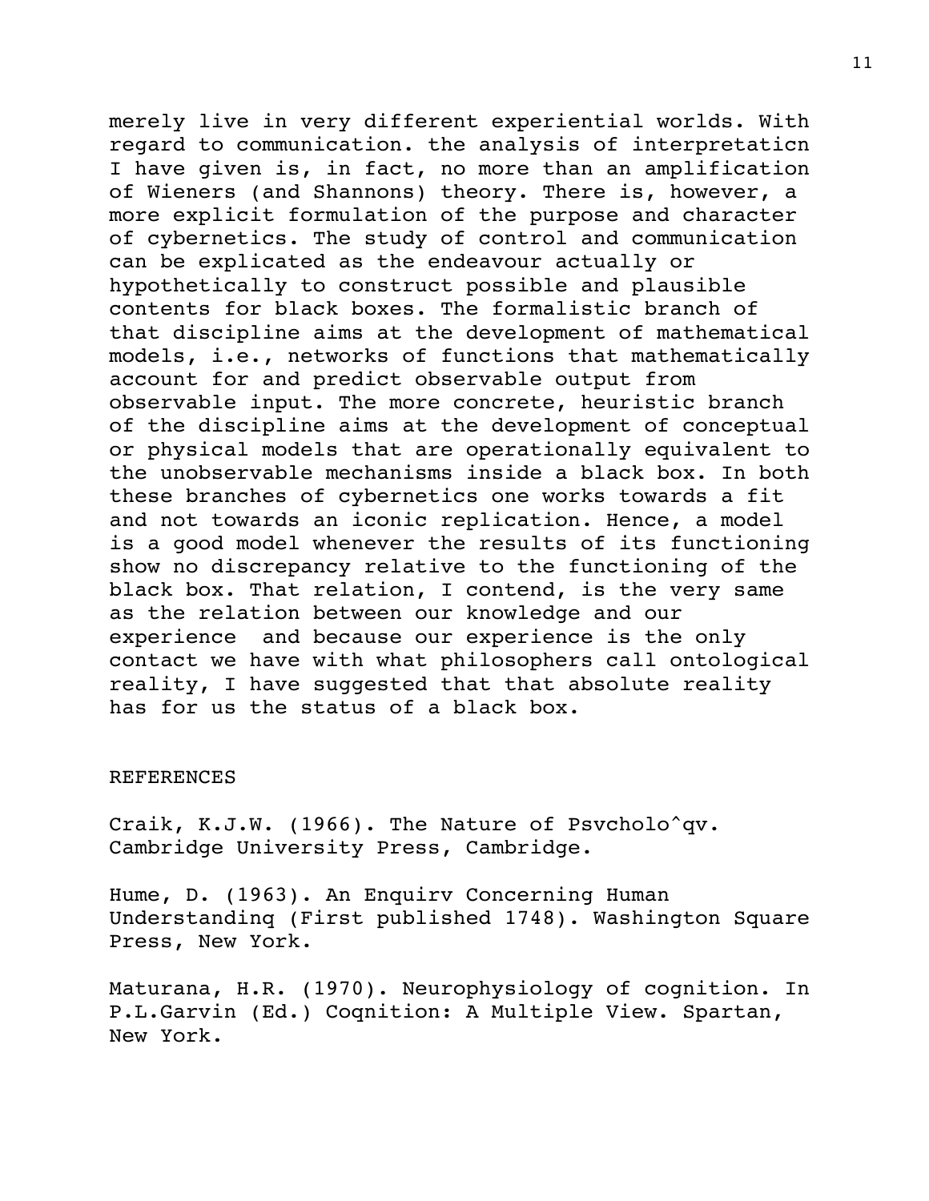merely live in very different experiential worlds. With regard to communication. the analysis of interpretaticn I have given is, in fact, no more than an amplification of Wieners (and Shannons) theory. There is, however, a more explicit formulation of the purpose and character of cybernetics. The study of control and communication can be explicated as the endeavour actually or hypothetically to construct possible and plausible contents for black boxes. The formalistic branch of that discipline aims at the development of mathematical models, i.e., networks of functions that mathematically account for and predict observable output from observable input. The more concrete, heuristic branch of the discipline aims at the development of conceptual or physical models that are operationally equivalent to the unobservable mechanisms inside a black box. In both these branches of cybernetics one works towards a fit and not towards an iconic replication. Hence, a model is a good model whenever the results of its functioning show no discrepancy relative to the functioning of the black box. That relation, I contend, is the very same as the relation between our knowledge and our experience  and because our experience is the only contact we have with what philosophers call ontological reality, I have suggested that that absolute reality has for us the status of a black box.

REFERENCES

Craik, K.J.W. (1966). The Nature of Psvcholo^qv. Cambridge University Press, Cambridge.

Hume, D. (1963). An Enquirv Concerning Human Understandinq (First published 1748). Washington Square Press, New York.

Maturana, H.R. (1970). Neurophysiology of cognition. In P.L.Garvin (Ed.) Coqnition: A Multiple View. Spartan, New York.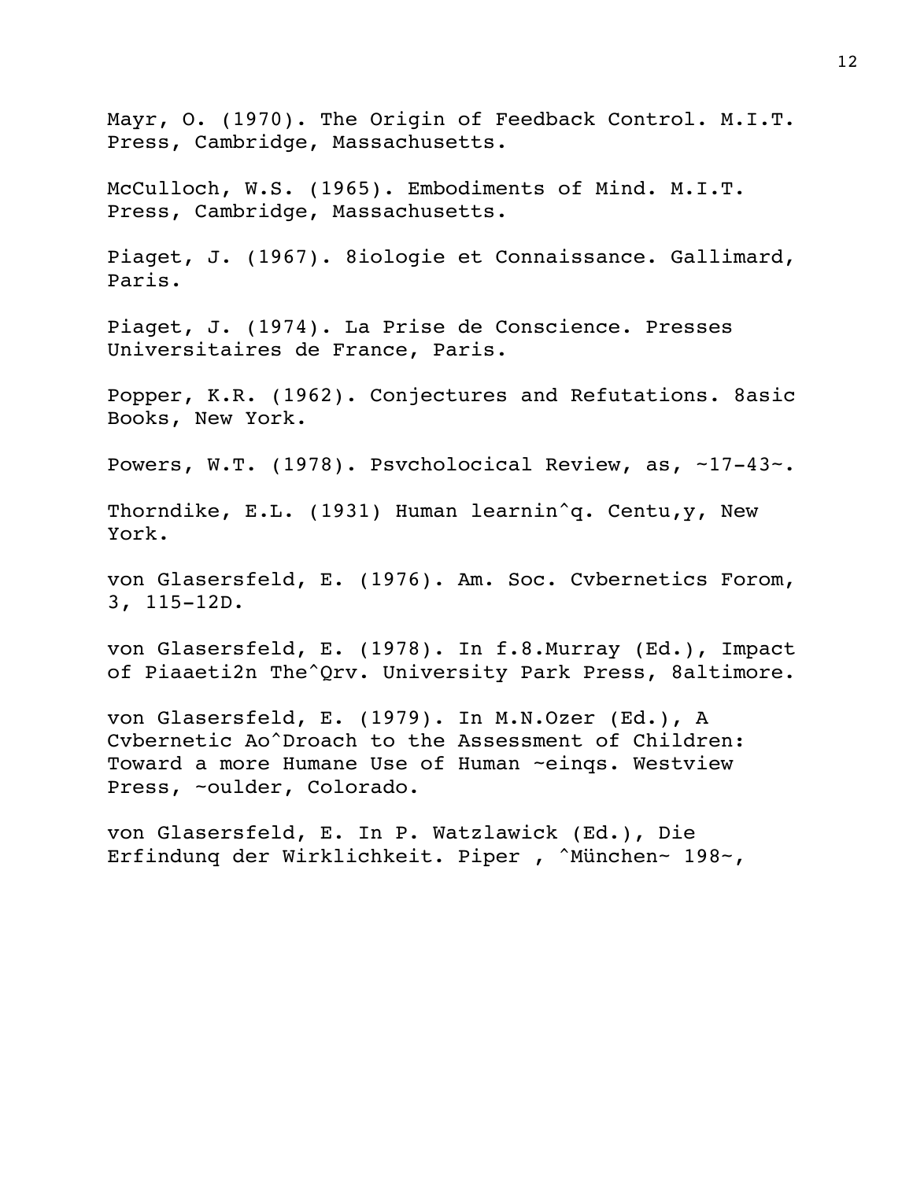Mayr, O. (1970). The Origin of Feedback Control. M.I.T. Press, Cambridge, Massachusetts.

McCulloch, W.S. (1965). Embodiments of Mind. M.I.T. Press, Cambridge, Massachusetts.

Piaget, J. (1967). 8iologie et Connaissance. Gallimard, Paris.

Piaget, J. (1974). La Prise de Conscience. Presses Universitaires de France, Paris.

Popper, K.R. (1962). Conjectures and Refutations. 8asic Books, New York.

Powers, W.T. (1978). Psvcholocical Review, as, ~17-43~.

Thorndike, E.L. (1931) Human learnin^q. Centu,y, New York.

von Glasersfeld, E. (1976). Am. Soc. Cvbernetics Forom, 3, 115-12D.

von Glasersfeld, E. (1978). In f.8.Murray (Ed.), Impact of Piaaeti2n The^Qrv. University Park Press, 8altimore.

von Glasersfeld, E. (1979). In M.N.Ozer (Ed.), A Cvbernetic Ao^Droach to the Assessment of Children: Toward a more Humane Use of Human ~einqs. Westview Press, ~oulder, Colorado.

von Glasersfeld, E. In P. Watzlawick (Ed.), Die Erfindunq der Wirklichkeit. Piper , ^München~ 198~,